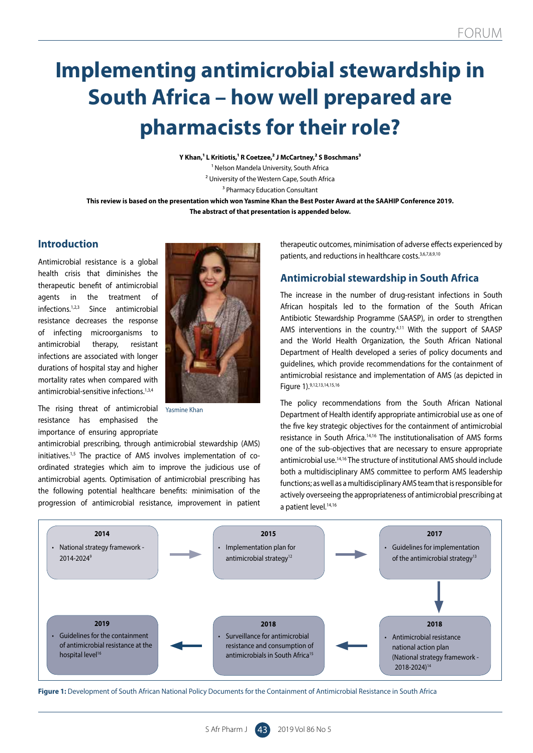FORUM

# Implementing antimicrobial stewardship in South Africa – how well prepared are pharmacists for their role?

**Y Khan,[1] L Kritiotis,[1] R Coetzee,[2] J McCartney,[2] S Boschmans[3]**

[1] Nelson Mandela University, South Africa
[2] University of the Western Cape, South Africa
[3] Pharmacy Education Consultant

**This review is based on the presentation which won Yasmine Khan the Best Poster Award at the SAAHIP Conference 2019. The abstract of that presentation is appended below.**

## Introduction

Antimicrobial resistance is a global health crisis that diminishes the therapeutic benefit of antimicrobial agents in the treatment of infections.[1,2,3] Since antimicrobial resistance decreases the response of infecting microorganisms to antimicrobial therapy, resistant infections are associated with longer durations of hospital stay and higher mortality rates when compared with antimicrobial-sensitive infections.[1,3,4]

Yasmine Khan

The rising threat of antimicrobial resistance has emphasised the importance of ensuring appropriate antimicrobial prescribing, through antimicrobial stewardship (AMS) initiatives.[1,5] The practice of AMS involves implementation of co-ordinated strategies which aim to improve the judicious use of antimicrobial agents. Optimisation of antimicrobial prescribing has the following potential healthcare benefits: minimisation of the progression of antimicrobial resistance, improvement in patient therapeutic outcomes, minimisation of adverse effects experienced by patients, and reductions in healthcare costs.[3,6,7,8,9,10]

## Antimicrobial stewardship in South Africa

The increase in the number of drug-resistant infections in South African hospitals led to the formation of the South African Antibiotic Stewardship Programme (SAASP), in order to strengthen AMS interventions in the country.[4,11] With the support of SAASP and the World Health Organization, the South African National Department of Health developed a series of policy documents and guidelines, which provide recommendations for the containment of antimicrobial resistance and implementation of AMS (as depicted in Figure 1).[9,12,13,14,15,16]

The policy recommendations from the South African National Department of Health identify appropriate antimicrobial use as one of the five key strategic objectives for the containment of antimicrobial resistance in South Africa.[14,16] The institutionalisation of AMS forms one of the sub-objectives that are necessary to ensure appropriate antimicrobial use.[14,16] The structure of institutional AMS should include both a multidisciplinary AMS committee to perform AMS leadership functions; as well as a multidisciplinary AMS team that is responsible for actively overseeing the appropriateness of antimicrobial prescribing at a patient level.[14,16]

**2014**
- National strategy framework - 2014-2024[9]

→ **2015**
- Implementation plan for antimicrobial strategy[12]

→ **2017**
- Guidelines for implementation of the antimicrobial strategy[13]

→ **2018**
- Antimicrobial resistance national action plan (National strategy framework - 2018-2024)[14]

→ **2018**
- Surveillance for antimicrobial resistance and consumption of antimicrobials in South Africa[15]

→ **2019**
- Guidelines for the containment of antimicrobial resistance at the hospital level[16]

**Figure 1:** Development of South African National Policy Documents for the Containment of Antimicrobial Resistance in South Africa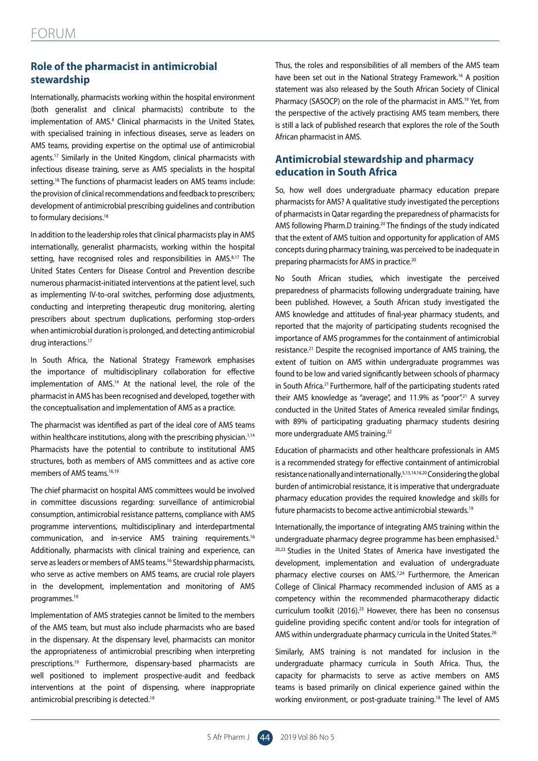## Role of the pharmacist in antimicrobial stewardship

Internationally, pharmacists working within the hospital environment (both generalist and clinical pharmacists) contribute to the implementation of AMS.[8] Clinical pharmacists in the United States, with specialised training in infectious diseases, serve as leaders on AMS teams, providing expertise on the optimal use of antimicrobial agents.[17] Similarly in the United Kingdom, clinical pharmacists with infectious disease training, serve as AMS specialists in the hospital setting.[18] The functions of pharmacist leaders on AMS teams include: the provision of clinical recommendations and feedback to prescribers; development of antimicrobial prescribing guidelines and contribution to formulary decisions.[18]

In addition to the leadership roles that clinical pharmacists play in AMS internationally, generalist pharmacists, working within the hospital setting, have recognised roles and responsibilities in AMS.[8,17] The United States Centers for Disease Control and Prevention describe numerous pharmacist-initiated interventions at the patient level, such as implementing IV-to-oral switches, performing dose adjustments, conducting and interpreting therapeutic drug monitoring, alerting prescribers about spectrum duplications, performing stop-orders when antimicrobial duration is prolonged, and detecting antimicrobial drug interactions.[17]

In South Africa, the National Strategy Framework emphasises the importance of multidisciplinary collaboration for effective implementation of AMS.[14] At the national level, the role of the pharmacist in AMS has been recognised and developed, together with the conceptualisation and implementation of AMS as a practice.

The pharmacist was identified as part of the ideal core of AMS teams within healthcare institutions, along with the prescribing physician.[1,14] Pharmacists have the potential to contribute to institutional AMS structures, both as members of AMS committees and as active core members of AMS teams.[16,19]

The chief pharmacist on hospital AMS committees would be involved in committee discussions regarding: surveillance of antimicrobial consumption, antimicrobial resistance patterns, compliance with AMS programme interventions, multidisciplinary and interdepartmental communication, and in-service AMS training requirements.[16] Additionally, pharmacists with clinical training and experience, can serve as leaders or members of AMS teams.[16] Stewardship pharmacists, who serve as active members on AMS teams, are crucial role players in the development, implementation and monitoring of AMS programmes.[19]

Implementation of AMS strategies cannot be limited to the members of the AMS team, but must also include pharmacists who are based in the dispensary. At the dispensary level, pharmacists can monitor the appropriateness of antimicrobial prescribing when interpreting prescriptions.[19] Furthermore, dispensary-based pharmacists are well positioned to implement prospective-audit and feedback interventions at the point of dispensing, where inappropriate antimicrobial prescribing is detected.[19]

Thus, the roles and responsibilities of all members of the AMS team have been set out in the National Strategy Framework.[16] A position statement was also released by the South African Society of Clinical Pharmacy (SASOCP) on the role of the pharmacist in AMS.[19] Yet, from the perspective of the actively practising AMS team members, there is still a lack of published research that explores the role of the South African pharmacist in AMS.

## Antimicrobial stewardship and pharmacy education in South Africa

So, how well does undergraduate pharmacy education prepare pharmacists for AMS? A qualitative study investigated the perceptions of pharmacists in Qatar regarding the preparedness of pharmacists for AMS following Pharm.D training.[20] The findings of the study indicated that the extent of AMS tuition and opportunity for application of AMS concepts during pharmacy training, was perceived to be inadequate in preparing pharmacists for AMS in practice.[20]

No South African studies, which investigate the perceived preparedness of pharmacists following undergraduate training, have been published. However, a South African study investigated the AMS knowledge and attitudes of final-year pharmacy students, and reported that the majority of participating students recognised the importance of AMS programmes for the containment of antimicrobial resistance.[21] Despite the recognised importance of AMS training, the extent of tuition on AMS within undergraduate programmes was found to be low and varied significantly between schools of pharmacy in South Africa.[21] Furthermore, half of the participating students rated their AMS knowledge as "average", and 11.9% as "poor".[21] A survey conducted in the United States of America revealed similar findings, with 89% of participating graduating pharmacy students desiring more undergraduate AMS training.[22]

Education of pharmacists and other healthcare professionals in AMS is a recommended strategy for effective containment of antimicrobial resistance nationally and internationally.[5,13,14,16,20] Considering the global burden of antimicrobial resistance, it is imperative that undergraduate pharmacy education provides the required knowledge and skills for future pharmacists to become active antimicrobial stewards.[19]

Internationally, the importance of integrating AMS training within the undergraduate pharmacy degree programme has been emphasised.[5,20,23] Studies in the United States of America have investigated the development, implementation and evaluation of undergraduate pharmacy elective courses on AMS.[7,24] Furthermore, the American College of Clinical Pharmacy recommended inclusion of AMS as a competency within the recommended pharmacotherapy didactic curriculum toolkit (2016).[25] However, there has been no consensus guideline providing specific content and/or tools for integration of AMS within undergraduate pharmacy curricula in the United States.[26]

Similarly, AMS training is not mandated for inclusion in the undergraduate pharmacy curricula in South Africa. Thus, the capacity for pharmacists to serve as active members on AMS teams is based primarily on clinical experience gained within the working environment, or post-graduate training.[18] The level of AMS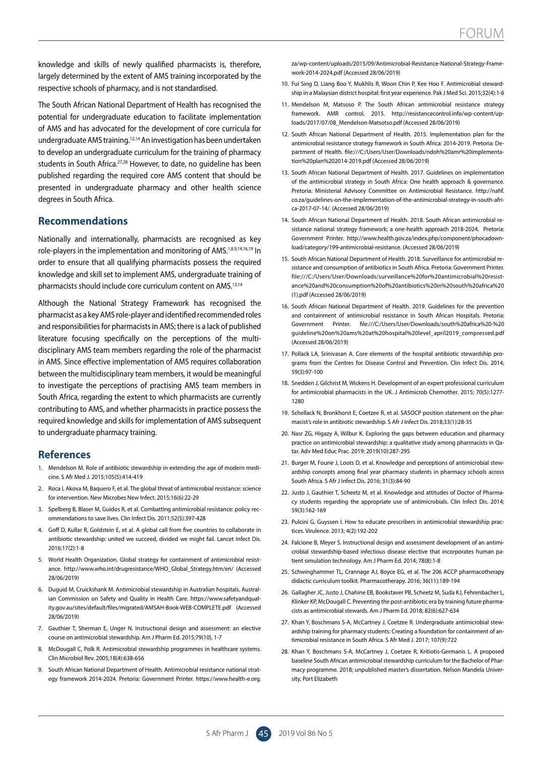knowledge and skills of newly qualified pharmacists is, therefore, largely determined by the extent of AMS training incorporated by the respective schools of pharmacy, and is not standardised.

The South African National Department of Health has recognised the potential for undergraduate education to facilitate implementation of AMS and has advocated for the development of core curricula for undergraduate AMS training.[12,14] An investigation has been undertaken to develop an undergraduate curriculum for the training of pharmacy students in South Africa.[27,28] However, to date, no guideline has been published regarding the required core AMS content that should be presented in undergraduate pharmacy and other health science degrees in South Africa.

## Recommendations

Nationally and internationally, pharmacists are recognised as key role-players in the implementation and monitoring of AMS.[1,8,9,14,16,19] In order to ensure that all qualifying pharmacists possess the required knowledge and skill set to implement AMS, undergraduate training of pharmacists should include core curriculum content on AMS.[13,14]

Although the National Strategy Framework has recognised the pharmacist as a key AMS role-player and identified recommended roles and responsibilities for pharmacists in AMS; there is a lack of published literature focusing specifically on the perceptions of the multidisciplinary AMS team members regarding the role of the pharmacist in AMS. Since effective implementation of AMS requires collaboration between the multidisciplinary team members, it would be meaningful to investigate the perceptions of practising AMS team members in South Africa, regarding the extent to which pharmacists are currently contributing to AMS, and whether pharmacists in practice possess the required knowledge and skills for implementation of AMS subsequent to undergraduate pharmacy training.

## References

1. Mendelson M. Role of antibiotic stewardship in extending the age of modern medicine. S Afr Med J. 2015;105(5):414-419
2. Roca I, Akova M, Baquero F, et al. The global threat of antimicrobial resistance: science for intervention. New Microbes New Infect. 2015;16(6):22-29
3. Spelberg B, Blaser M, Guidos R, et al. Combatting antimicrobial resistance: policy recommendations to save lives. Clin Infect Dis. 2011;52(5):397-428
4. Goff D, Kullar R, Goldstein E, et al. A global call from five countries to collaborate in antibiotic stewardship: united we succeed, divided we might fail. Lancet Infect Dis. 2016;17(2):1-8
5. World Health Organization. Global strategy for containment of antimicrobial resistance. http://www.who.int/drugresistance/WHO_Global_Strategy.htm/en/ (Accessed 28/06/2019)
6. Duguid M, Cruickshank M. Antimicrobial stewardship in Australian hospitals. Australian Commission on Safety and Quality in Health Care. https://www.safetyandquality.gov.au/sites/default/files/migrated/AMSAH-Book-WEB-COMPLETE.pdf (Accessed 28/06/2019)
7. Gauthier T, Sherman E, Unger N. Instructional design and assessment: an elective course on antimicrobial stewardship. Am J Pharm Ed. 2015;79(10), 1-7
8. McDougall C, Polk R. Antimicrobial stewardship programmes in healthcare systems. Clin Microbiol Rev. 2005;18(4):638-656
9. South African National Department of Health. Antimicrobial resistance national strategy framework 2014-2024. Pretoria: Government Printer. https://www.health-e.org.za/wp-content/uploads/2015/09/Antimicrobial-Resistance-National-Strategy-Framework-2014-2024.pdf (Accessed 28/06/2019)
10. Fui Sing D, Liang Boo Y, Mukhlis R, Woon Chin P, Kee Hoo F. Antimicrobial stewardship in a Malaysian district hospital: first year experience. Pak J Med Sci. 2015;32(4):1-6
11. Mendelson M, Matsoso P. The South African antimicrobial resistance strategy framework. AMR control. 2015. http://resistancecontrol.info/wp-content/uploads/2017/07/08_Mendelson-Matsotso.pdf (Accessed 28/06/2019)
12. South African National Department of Health. 2015. Implementation plan for the antimicrobial resistance strategy framework in South Africa: 2014-2019. Pretoria: Department of Health. file:///C:/Users/User/Downloads/ndoh%20amr%20implementation%20plan%202014-2019.pdf (Accessed 28/06/2019)
13. South African National Department of Health. 2017. Guidelines on implementation of the antimicrobial strategy in South Africa: One health approach & governance. Pretoria: Ministerial Advisory Committee on Antimicrobial Resistance. http://nahf.co.za/guidelines-on-the-implementation-of-the-antimicrobial-strategy-in-south-africa-2017-07-14/. (Accessed 28/06/2019)
14. South African National Department of Health. 2018. South African antimicrobial resistance national strategy framework; a one-health approach 2018-2024. Pretoria: Government Printer. http://www.health.gov.za/index.php/component/phocadownload/category/199-antimicrobial-resistance. (Accessed 28/06/2019)
15. South African National Department of Health. 2018. Surveillance for antimicrobial resistance and consumption of antibiotics in South Africa. Pretoria: Government Printer. file:///C:/Users/User/Downloads/surveillance%20for%20antimicrobial%20resistance%20and%20consumption%20of%20antibiotics%20in%20south%20africa%20(1).pdf (Accessed 28/06/2019)
16. South African National Department of Health. 2019. Guidelines for the prevention and containment of antimicrobial resistance in South African Hospitals. Pretoria: Government Printer. file:///C:/Users/User/Downloads/south%20africa%20-%20guideline%20on%20ams%20at%20hospital%20level_april2019_compressed.pdf (Accessed 28/06/2019)
17. Pollack LA, Srinivasan A. Core elements of the hospital antibiotic stewardship programs from the Centres for Disease Control and Prevention. Clin Infect Dis. 2014; 59(3):97-100
18. Snedden J, Gilchrist M, Wickens H. Development of an expert professional curriculum for antimicrobial pharmacists in the UK. J Antimicrob Chemother. 2015; 70(5):1277-1280
19. Schellack N, Bronkhorst E, Coetzee R, et al. SASOCP position statement on the pharmacist's role in antibiotic stewardship. S Afr J Infect Dis. 2018;33(1):28-35
20. Nasr ZG, Higazy A, Wilbur K. Exploring the gaps between education and pharmacy practice on antimicrobial stewardship: a qualitative study among pharmacists in Qatar. Adv Med Educ Prac. 2019; 2019(10):287-295
21. Burger M, Fourie J, Loots D, et al. Knowledge and perceptions of antimicrobial stewardship concepts among final year pharmacy students in pharmacy schools across South Africa. S Afr J Infect Dis. 2016; 31(3):84-90
22. Justo J, Gauthier T, Scheetz M, et al. Knowledge and attitudes of Doctor of Pharmacy students regarding the appropriate use of antimicrobials. Clin Infect Dis. 2014; 59(3):162-169
23. Pulcini G, Guyssen I. How to educate prescribers in antimicrobial stewardship practices. Virulence. 2013; 4(2):192-202
24. Falcione B, Meyer S. Instructional design and assessment development of an antimicrobial stewardship-based infectious disease elective that incorporates human patient simulation technology. Am J Pharm Ed. 2014; 78(8):1-8
25. Schwinghammer TL, Crannage AJ, Boyce EG, et al. The 206 ACCP pharmacotherapy didactic curriculum toolkit. Pharmacotherapy. 2016; 36(11):189-194
26. Gallagher JC, Justo J, Chahine EB, Bookstaver PB, Scheetz M, Suda KJ, Fehrenbacher L, Klinker KP, McDougall C. Preventing the post-antibiotic era by training future pharmacists as antimicrobial stewards. Am J Pharm Ed. 2018; 82(6):627-634
27. Khan Y, Boschmans S-A, McCartney J, Coetzee R. Undergraduate antimicrobial stewardship training for pharmacy students: Creating a foundation for containment of antimicrobial resistance in South Africa. S Afr Med J. 2017; 107(9):722
28. Khan Y, Boschmans S-A, McCartney J, Coetzee R, Kritiotis-Germanis L. A proposed baseline South African antimicrobial stewardship curriculum for the Bachelor of Pharmacy programme. 2018; unpublished master's dissertation. Nelson Mandela University, Port Elizabeth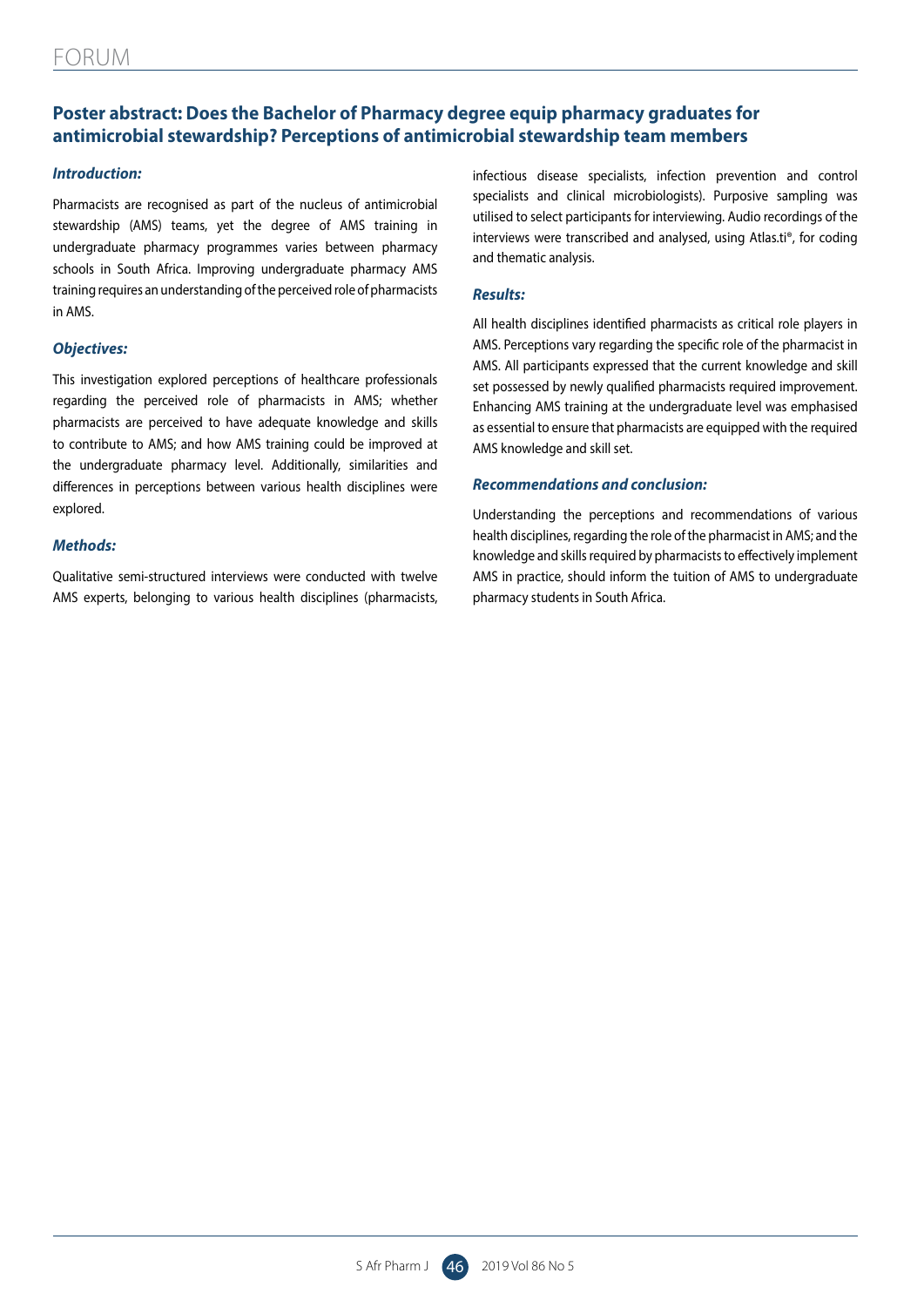## Poster abstract: Does the Bachelor of Pharmacy degree equip pharmacy graduates for antimicrobial stewardship? Perceptions of antimicrobial stewardship team members

### *Introduction:*

Pharmacists are recognised as part of the nucleus of antimicrobial stewardship (AMS) teams, yet the degree of AMS training in undergraduate pharmacy programmes varies between pharmacy schools in South Africa. Improving undergraduate pharmacy AMS training requires an understanding of the perceived role of pharmacists in AMS.

### *Objectives:*

This investigation explored perceptions of healthcare professionals regarding the perceived role of pharmacists in AMS; whether pharmacists are perceived to have adequate knowledge and skills to contribute to AMS; and how AMS training could be improved at the undergraduate pharmacy level. Additionally, similarities and differences in perceptions between various health disciplines were explored.

### *Methods:*

Qualitative semi-structured interviews were conducted with twelve AMS experts, belonging to various health disciplines (pharmacists, infectious disease specialists, infection prevention and control specialists and clinical microbiologists). Purposive sampling was utilised to select participants for interviewing. Audio recordings of the interviews were transcribed and analysed, using Atlas.ti®, for coding and thematic analysis.

### *Results:*

All health disciplines identified pharmacists as critical role players in AMS. Perceptions vary regarding the specific role of the pharmacist in AMS. All participants expressed that the current knowledge and skill set possessed by newly qualified pharmacists required improvement. Enhancing AMS training at the undergraduate level was emphasised as essential to ensure that pharmacists are equipped with the required AMS knowledge and skill set.

### *Recommendations and conclusion:*

Understanding the perceptions and recommendations of various health disciplines, regarding the role of the pharmacist in AMS; and the knowledge and skills required by pharmacists to effectively implement AMS in practice, should inform the tuition of AMS to undergraduate pharmacy students in South Africa.